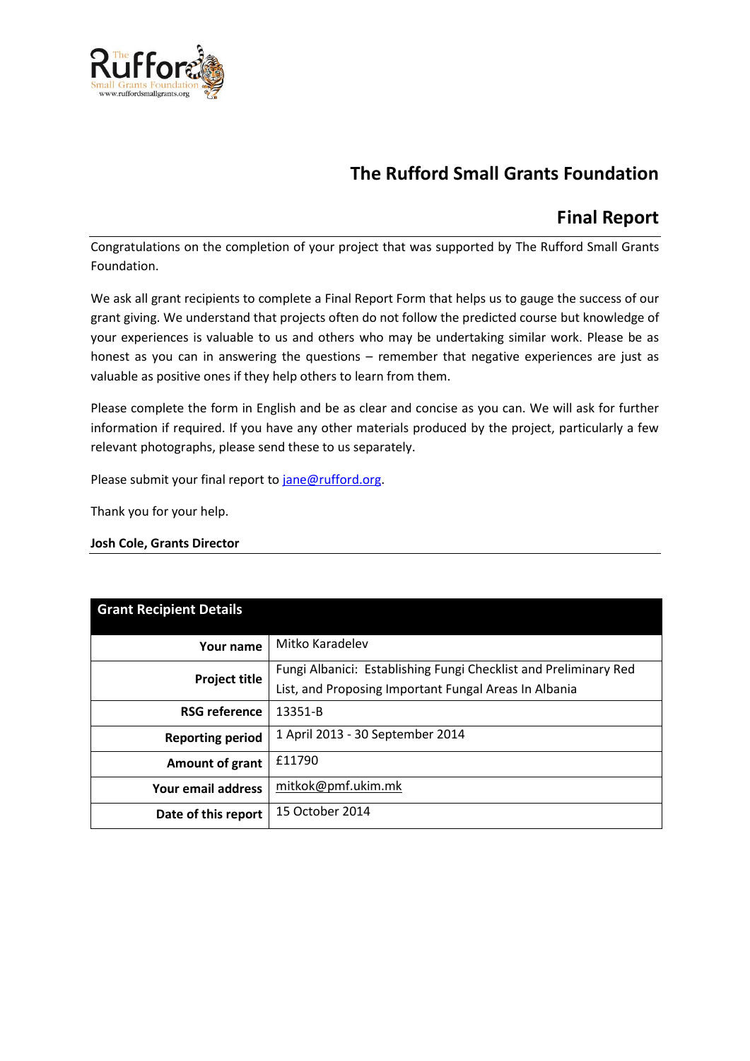# The Rufford Small Grants Foundation

## Final Report

Congratulations on the completion of your project that was supported by The Rufford Small Grants Foundation.

We ask all grant recipients to complete a Final Report Form that helps us to gauge the success of our grant giving. We understand that projects often do not follow the predicted course but knowledge of your experiences is valuable to us and others who may be undertaking similar work. Please be as honest as you can in answering the questions – remember that negative experiences are just as valuable as positive ones if they help others to learn from them.

Please complete the form in English and be as clear and concise as you can. We will ask for further information if required. If you have any other materials produced by the project, particularly a few relevant photographs, please send these to us separately.

Please submit your final report to jane@rufford.org.

Thank you for your help.

**Josh Cole, Grants Director**

| **Grant Recipient Details** | |
|---|---|
| **Your name** | Mitko Karadelev |
| **Project title** | Fungi Albanici: Establishing Fungi Checklist and Preliminary Red List, and Proposing Important Fungal Areas In Albania |
| **RSG reference** | 13351-B |
| **Reporting period** | 1 April 2013 - 30 September 2014 |
| **Amount of grant** | £11790 |
| **Your email address** | mitkok@pmf.ukim.mk |
| **Date of this report** | 15 October 2014 |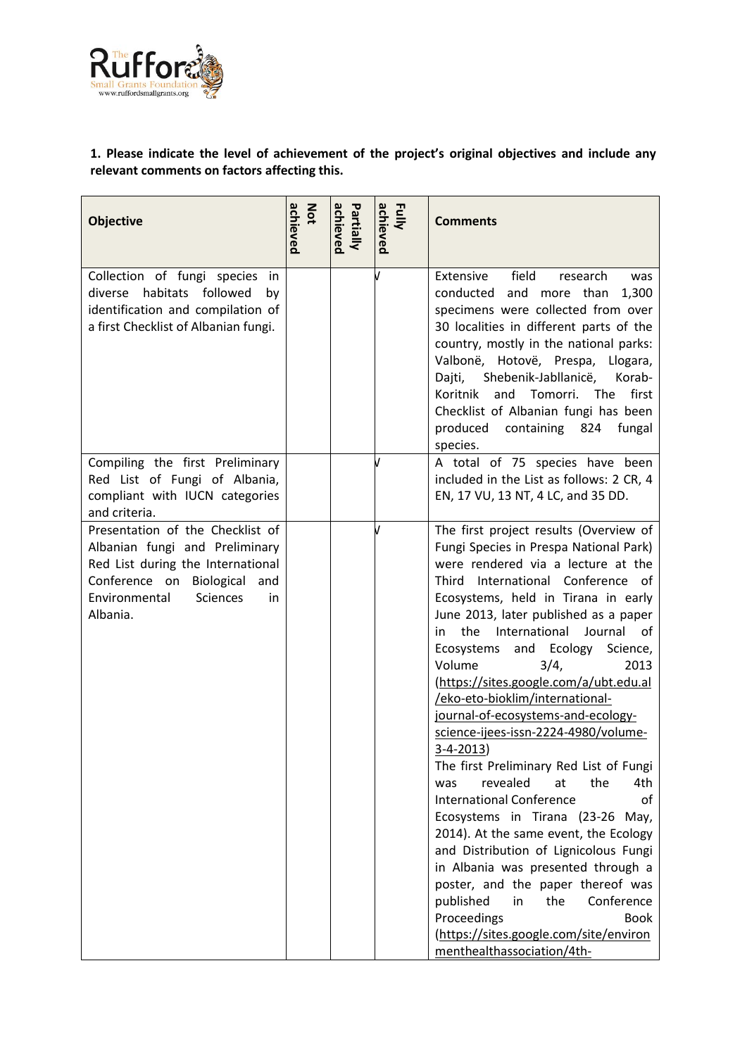**1. Please indicate the level of achievement of the project's original objectives and include any relevant comments on factors affecting this.**

| Objective | Not achieved | Partially achieved | Fully achieved | Comments |
|---|---|---|---|---|
| Collection of fungi species in diverse habitats followed by identification and compilation of a first Checklist of Albanian fungi. | | | √ | Extensive field research was conducted and more than 1,300 specimens were collected from over 30 localities in different parts of the country, mostly in the national parks: Valbonë, Hotovë, Prespa, Llogara, Dajti, Shebenik-Jabllanicë, Korab-Koritnik and Tomorri. The first Checklist of Albanian fungi has been produced containing 824 fungal species. |
| Compiling the first Preliminary Red List of Fungi of Albania, compliant with IUCN categories and criteria. | | | √ | A total of 75 species have been included in the List as follows: 2 CR, 4 EN, 17 VU, 13 NT, 4 LC, and 35 DD. |
| Presentation of the Checklist of Albanian fungi and Preliminary Red List during the International Conference on Biological and Environmental Sciences in Albania. | | | √ | The first project results (Overview of Fungi Species in Prespa National Park) were rendered via a lecture at the Third International Conference of Ecosystems, held in Tirana in early June 2013, later published as a paper in the International Journal of Ecosystems and Ecology Science, Volume 3/4, 2013 (https://sites.google.com/a/ubt.edu.al/eko-eto-bioklim/international-journal-of-ecosystems-and-ecology-science-ijees-issn-2224-4980/volume-3-4-2013) The first Preliminary Red List of Fungi was revealed at the 4th International Conference of Ecosystems in Tirana (23-26 May, 2014). At the same event, the Ecology and Distribution of Lignicolous Fungi in Albania was presented through a poster, and the paper thereof was published in the Conference Proceedings Book (https://sites.google.com/site/environmenthealthassociation/4th- |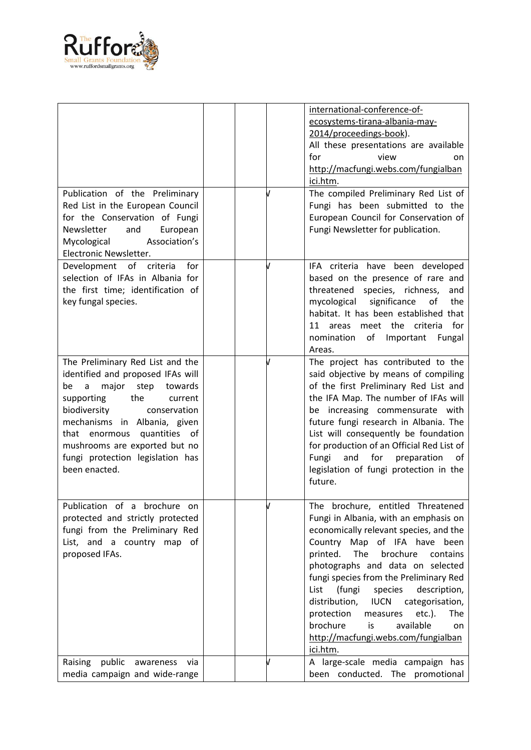| | | | | |
|---|---|---|---|---|
| | | | | international-conference-of-ecosystems-tirana-albania-may-2014/proceedings-book). All these presentations are available for view on http://macfungi.webs.com/fungialbanici.htm. |
| Publication of the Preliminary Red List in the European Council for the Conservation of Fungi Newsletter and European Mycological Association's Electronic Newsletter. | | | √ | The compiled Preliminary Red List of Fungi has been submitted to the European Council for Conservation of Fungi Newsletter for publication. |
| Development of criteria for selection of IFAs in Albania for the first time; identification of key fungal species. | | | √ | IFA criteria have been developed based on the presence of rare and threatened species, richness, and mycological significance of the habitat. It has been established that 11 areas meet the criteria for nomination of Important Fungal Areas. |
| The Preliminary Red List and the identified and proposed IFAs will be a major step towards supporting the current biodiversity conservation mechanisms in Albania, given that enormous quantities of mushrooms are exported but no fungi protection legislation has been enacted. | | | √ | The project has contributed to the said objective by means of compiling of the first Preliminary Red List and the IFA Map. The number of IFAs will be increasing commensurate with future fungi research in Albania. The List will consequently be foundation for production of an Official Red List of Fungi and for preparation of legislation of fungi protection in the future. |
| Publication of a brochure on protected and strictly protected fungi from the Preliminary Red List, and a country map of proposed IFAs. | | | √ | The brochure, entitled Threatened Fungi in Albania, with an emphasis on economically relevant species, and the Country Map of IFA have been printed. The brochure contains photographs and data on selected fungi species from the Preliminary Red List (fungi species description, distribution, IUCN categorisation, protection measures etc.). The brochure is available on http://macfungi.webs.com/fungialbanici.htm. |
| Raising public awareness via media campaign and wide-range | | | √ | A large-scale media campaign has been conducted. The promotional |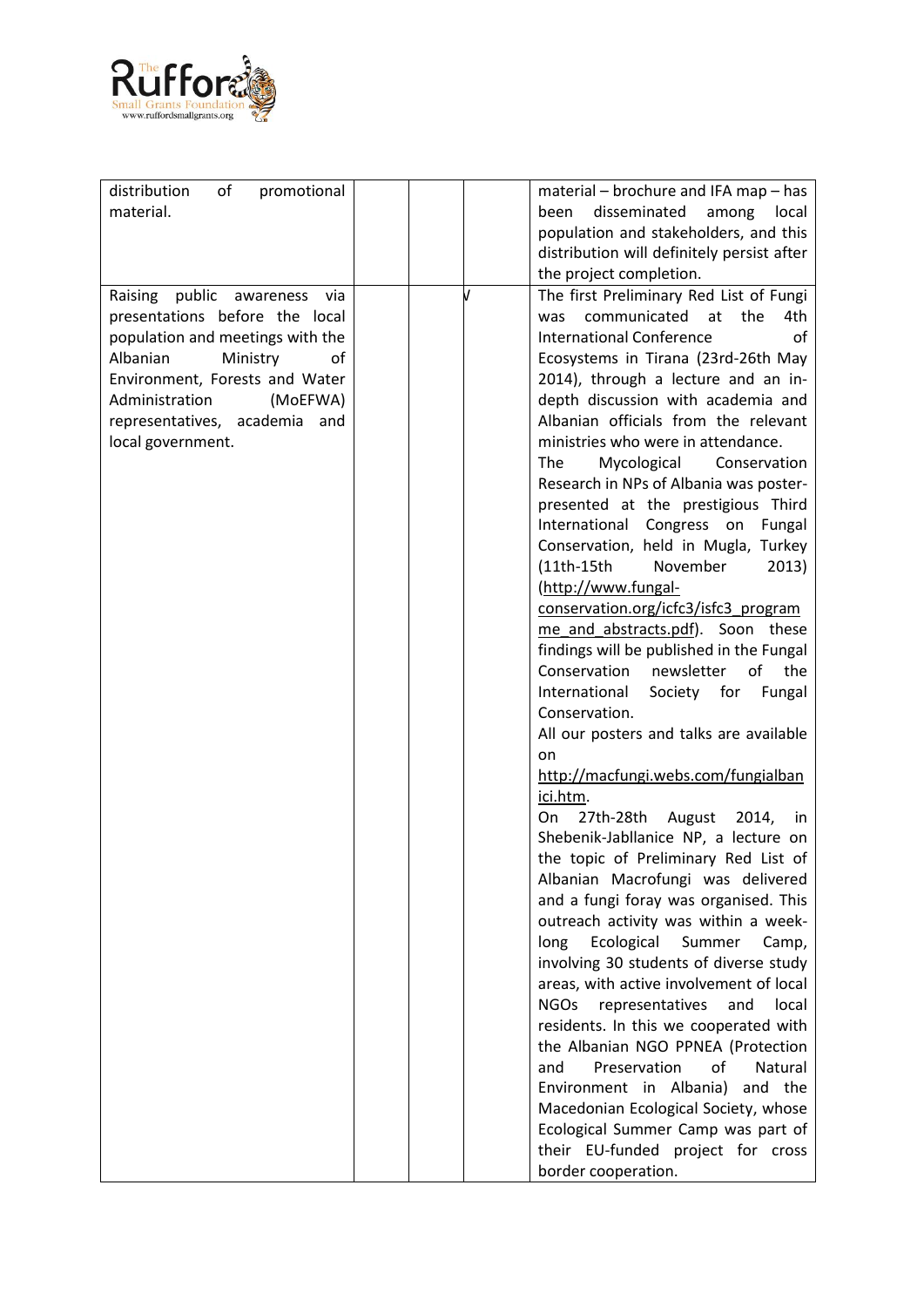| | | | | |
|---|---|---|---|---|
| distribution of promotional material. | | | | material – brochure and IFA map – has been disseminated among local population and stakeholders, and this distribution will definitely persist after the project completion. |
| Raising public awareness via presentations before the local population and meetings with the Albanian Ministry of Environment, Forests and Water Administration (MoEFWA) representatives, academia and local government. | | | √ | The first Preliminary Red List of Fungi was communicated at the 4th International Conference of Ecosystems in Tirana (23rd-26th May 2014), through a lecture and an in-depth discussion with academia and Albanian officials from the relevant ministries who were in attendance.<br>The Mycological Conservation Research in NPs of Albania was poster-presented at the prestigious Third International Congress on Fungal Conservation, held in Mugla, Turkey (11th-15th November 2013) (http://www.fungal-conservation.org/icfc3/isfc3_programme_and_abstracts.pdf). Soon these findings will be published in the Fungal Conservation newsletter of the International Society for Fungal Conservation.<br>All our posters and talks are available on http://macfungi.webs.com/fungialbanici.htm.<br>On 27th-28th August 2014, in Shebenik-Jabllanice NP, a lecture on the topic of Preliminary Red List of Albanian Macrofungi was delivered and a fungi foray was organised. This outreach activity was within a week-long Ecological Summer Camp, involving 30 students of diverse study areas, with active involvement of local NGOs representatives and local residents. In this we cooperated with the Albanian NGO PPNEA (Protection and Preservation of Natural Environment in Albania) and the Macedonian Ecological Society, whose Ecological Summer Camp was part of their EU-funded project for cross border cooperation. |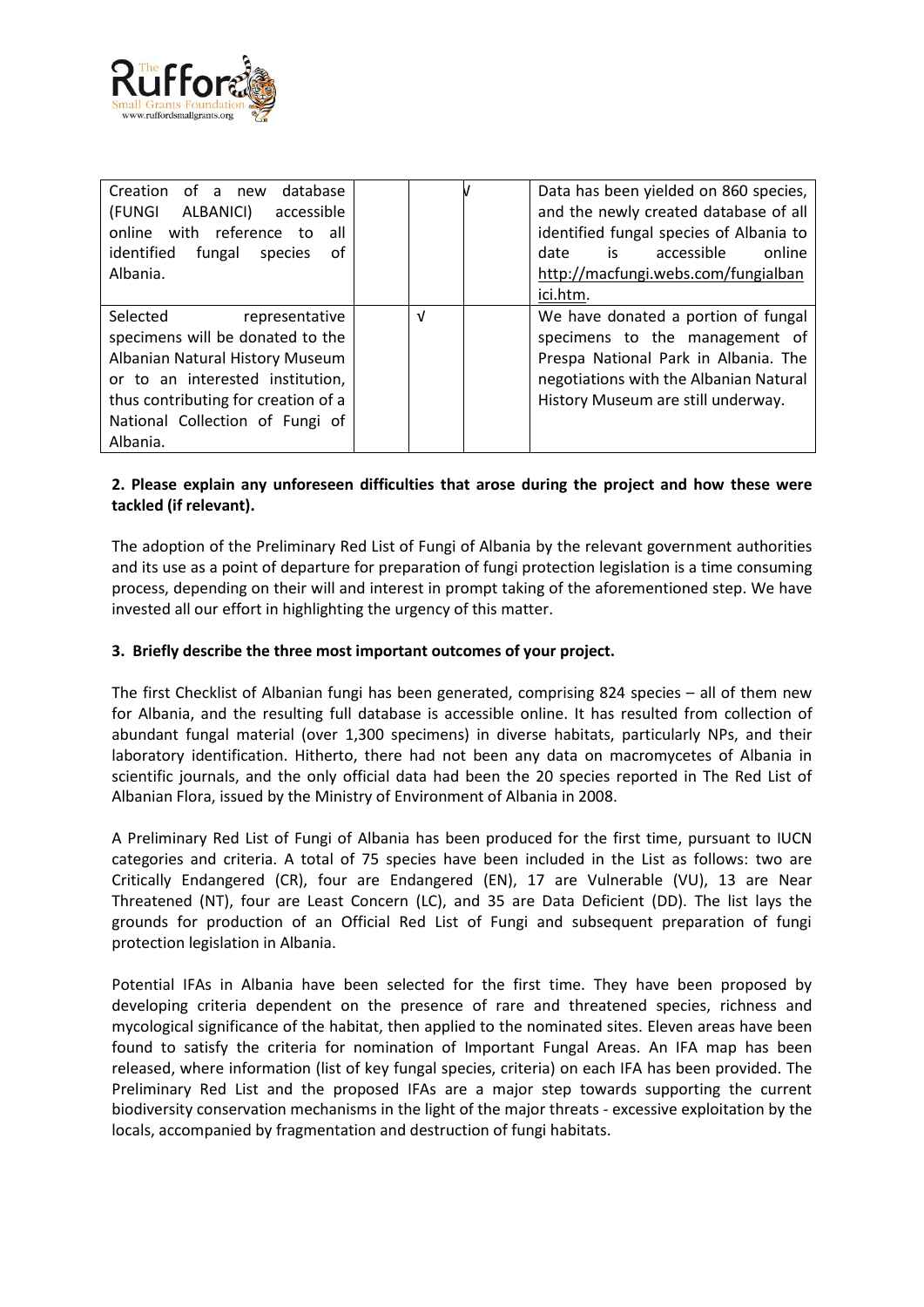| | | | | |
|---|---|---|---|---|
| Creation of a new database (FUNGI ALBANICI) accessible online with reference to all identified fungal species of Albania. | | | √ | Data has been yielded on 860 species, and the newly created database of all identified fungal species of Albania to date is accessible online http://macfungi.webs.com/fungialbanici.htm. |
| Selected representative specimens will be donated to the Albanian Natural History Museum or to an interested institution, thus contributing for creation of a National Collection of Fungi of Albania. | | √ | | We have donated a portion of fungal specimens to the management of Prespa National Park in Albania. The negotiations with the Albanian Natural History Museum are still underway. |

**2. Please explain any unforeseen difficulties that arose during the project and how these were tackled (if relevant).**

The adoption of the Preliminary Red List of Fungi of Albania by the relevant government authorities and its use as a point of departure for preparation of fungi protection legislation is a time consuming process, depending on their will and interest in prompt taking of the aforementioned step. We have invested all our effort in highlighting the urgency of this matter.

**3. Briefly describe the three most important outcomes of your project.**

The first Checklist of Albanian fungi has been generated, comprising 824 species – all of them new for Albania, and the resulting full database is accessible online. It has resulted from collection of abundant fungal material (over 1,300 specimens) in diverse habitats, particularly NPs, and their laboratory identification. Hitherto, there had not been any data on macromycetes of Albania in scientific journals, and the only official data had been the 20 species reported in The Red List of Albanian Flora, issued by the Ministry of Environment of Albania in 2008.

A Preliminary Red List of Fungi of Albania has been produced for the first time, pursuant to IUCN categories and criteria. A total of 75 species have been included in the List as follows: two are Critically Endangered (CR), four are Endangered (EN), 17 are Vulnerable (VU), 13 are Near Threatened (NT), four are Least Concern (LC), and 35 are Data Deficient (DD). The list lays the grounds for production of an Official Red List of Fungi and subsequent preparation of fungi protection legislation in Albania.

Potential IFAs in Albania have been selected for the first time. They have been proposed by developing criteria dependent on the presence of rare and threatened species, richness and mycological significance of the habitat, then applied to the nominated sites. Eleven areas have been found to satisfy the criteria for nomination of Important Fungal Areas. An IFA map has been released, where information (list of key fungal species, criteria) on each IFA has been provided. The Preliminary Red List and the proposed IFAs are a major step towards supporting the current biodiversity conservation mechanisms in the light of the major threats - excessive exploitation by the locals, accompanied by fragmentation and destruction of fungi habitats.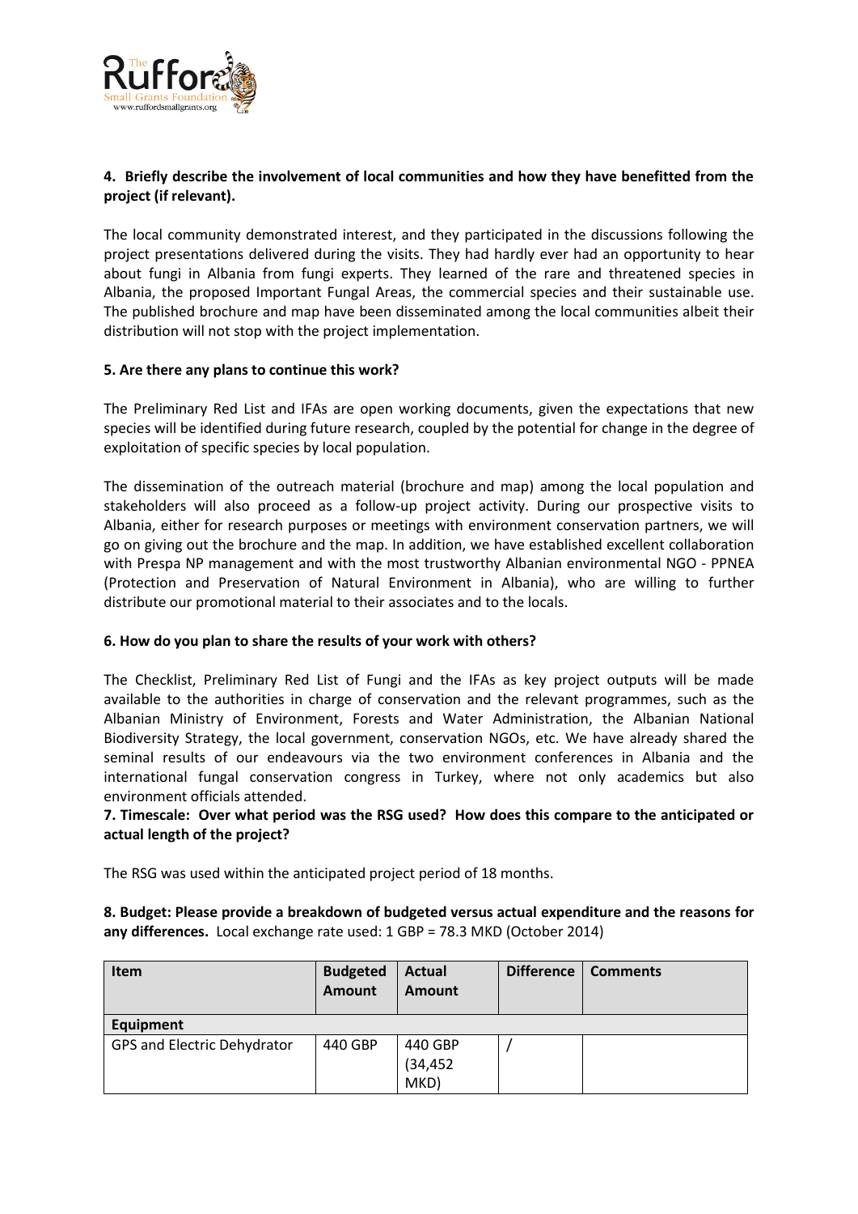**4. Briefly describe the involvement of local communities and how they have benefitted from the project (if relevant).**

The local community demonstrated interest, and they participated in the discussions following the project presentations delivered during the visits. They had hardly ever had an opportunity to hear about fungi in Albania from fungi experts. They learned of the rare and threatened species in Albania, the proposed Important Fungal Areas, the commercial species and their sustainable use. The published brochure and map have been disseminated among the local communities albeit their distribution will not stop with the project implementation.

**5. Are there any plans to continue this work?**

The Preliminary Red List and IFAs are open working documents, given the expectations that new species will be identified during future research, coupled by the potential for change in the degree of exploitation of specific species by local population.

The dissemination of the outreach material (brochure and map) among the local population and stakeholders will also proceed as a follow-up project activity. During our prospective visits to Albania, either for research purposes or meetings with environment conservation partners, we will go on giving out the brochure and the map. In addition, we have established excellent collaboration with Prespa NP management and with the most trustworthy Albanian environmental NGO - PPNEA (Protection and Preservation of Natural Environment in Albania), who are willing to further distribute our promotional material to their associates and to the locals.

**6. How do you plan to share the results of your work with others?**

The Checklist, Preliminary Red List of Fungi and the IFAs as key project outputs will be made available to the authorities in charge of conservation and the relevant programmes, such as the Albanian Ministry of Environment, Forests and Water Administration, the Albanian National Biodiversity Strategy, the local government, conservation NGOs, etc. We have already shared the seminal results of our endeavours via the two environment conferences in Albania and the international fungal conservation congress in Turkey, where not only academics but also environment officials attended.

**7. Timescale: Over what period was the RSG used? How does this compare to the anticipated or actual length of the project?**

The RSG was used within the anticipated project period of 18 months.

**8. Budget: Please provide a breakdown of budgeted versus actual expenditure and the reasons for any differences.** Local exchange rate used: 1 GBP = 78.3 MKD (October 2014)

| Item | Budgeted Amount | Actual Amount | Difference | Comments |
|---|---|---|---|---|
| **Equipment** | | | | |
| GPS and Electric Dehydrator | 440 GBP | 440 GBP (34,452 MKD) | / | |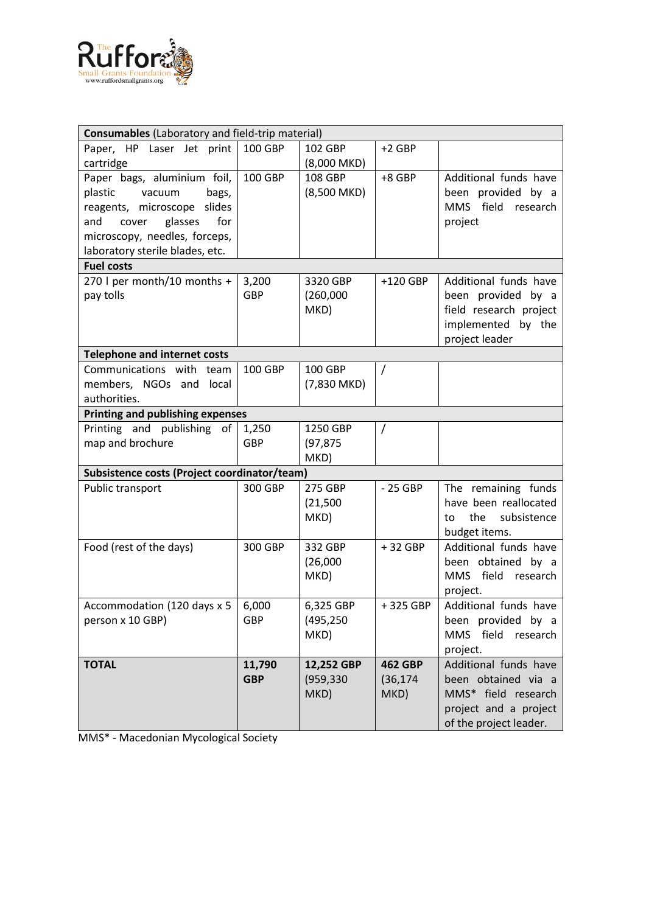| **Consumables** (Laboratory and field-trip material) | | | | |
|---|---|---|---|---|
| Paper, HP Laser Jet print cartridge | 100 GBP | 102 GBP (8,000 MKD) | +2 GBP | |
| Paper bags, aluminium foil, plastic vacuum bags, reagents, microscope slides and cover glasses for microscopy, needles, forceps, laboratory sterile blades, etc. | 100 GBP | 108 GBP (8,500 MKD) | +8 GBP | Additional funds have been provided by a MMS field research project |
| **Fuel costs** | | | | |
| 270 l per month/10 months + pay tolls | 3,200 GBP | 3320 GBP (260,000 MKD) | +120 GBP | Additional funds have been provided by a field research project implemented by the project leader |
| **Telephone and internet costs** | | | | |
| Communications with team members, NGOs and local authorities. | 100 GBP | 100 GBP (7,830 MKD) | / | |
| **Printing and publishing expenses** | | | | |
| Printing and publishing of map and brochure | 1,250 GBP | 1250 GBP (97,875 MKD) | / | |
| **Subsistence costs (Project coordinator/team)** | | | | |
| Public transport | 300 GBP | 275 GBP (21,500 MKD) | - 25 GBP | The remaining funds have been reallocated to the subsistence budget items. |
| Food (rest of the days) | 300 GBP | 332 GBP (26,000 MKD) | + 32 GBP | Additional funds have been obtained by a MMS field research project. |
| Accommodation (120 days x 5 person x 10 GBP) | 6,000 GBP | 6,325 GBP (495,250 MKD) | + 325 GBP | Additional funds have been provided by a MMS field research project. |
| **TOTAL** | **11,790 GBP** | **12,252 GBP** (959,330 MKD) | **462 GBP** (36,174 MKD) | Additional funds have been obtained via a MMS* field research project and a project of the project leader. |

MMS* - Macedonian Mycological Society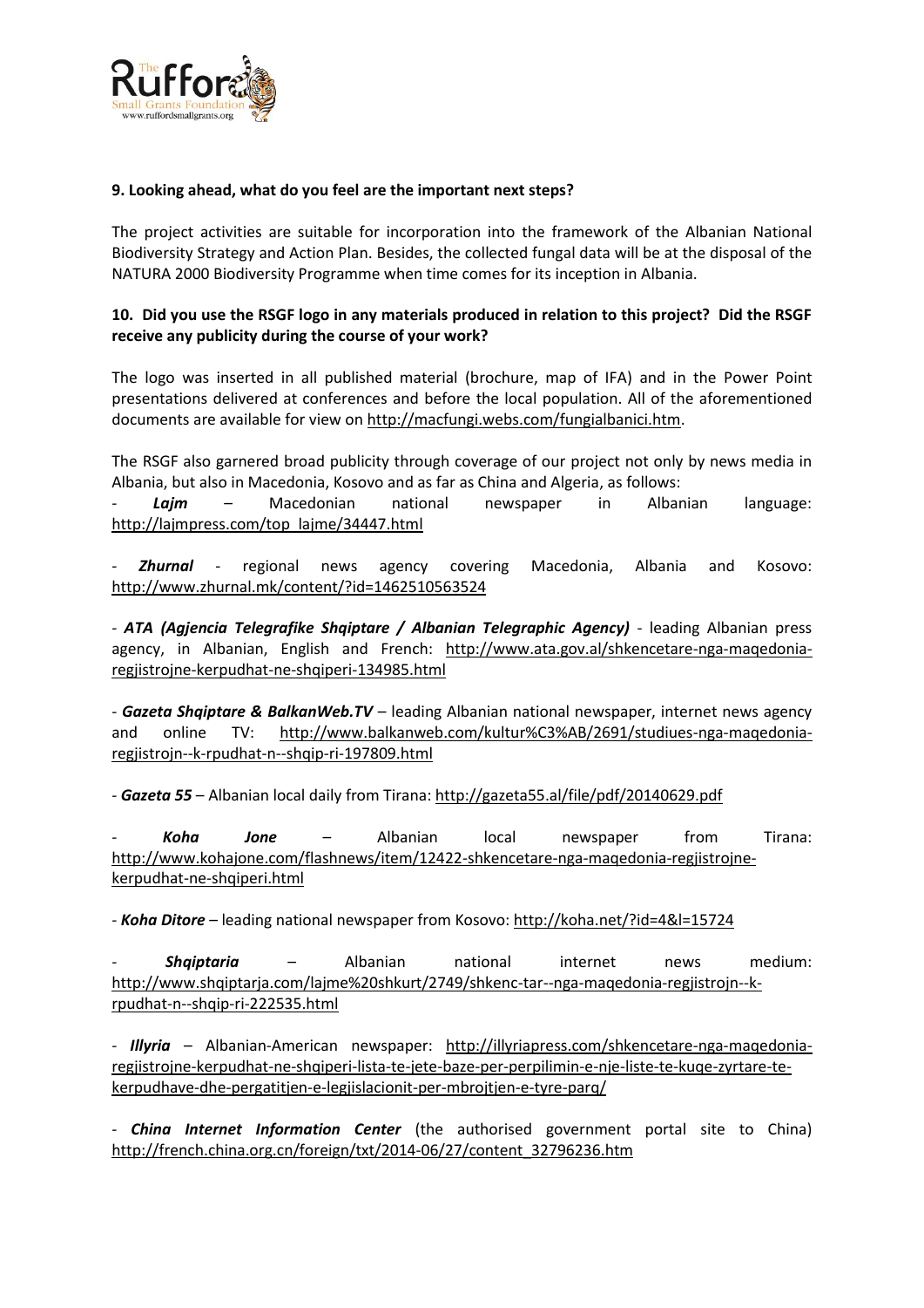**9. Looking ahead, what do you feel are the important next steps?**

The project activities are suitable for incorporation into the framework of the Albanian National Biodiversity Strategy and Action Plan. Besides, the collected fungal data will be at the disposal of the NATURA 2000 Biodiversity Programme when time comes for its inception in Albania.

**10. Did you use the RSGF logo in any materials produced in relation to this project? Did the RSGF receive any publicity during the course of your work?**

The logo was inserted in all published material (brochure, map of IFA) and in the Power Point presentations delivered at conferences and before the local population. All of the aforementioned documents are available for view on http://macfungi.webs.com/fungialbanici.htm.

The RSGF also garnered broad publicity through coverage of our project not only by news media in Albania, but also in Macedonia, Kosovo and as far as China and Algeria, as follows:

- ***Lajm*** – Macedonian national newspaper in Albanian language: http://lajmpress.com/top_lajme/34447.html

- ***Zhurnal*** - regional news agency covering Macedonia, Albania and Kosovo: http://www.zhurnal.mk/content/?id=1462510563524

- ***ATA (Agjencia Telegrafike Shqiptare / Albanian Telegraphic Agency)*** - leading Albanian press agency, in Albanian, English and French: http://www.ata.gov.al/shkencetare-nga-maqedonia-regjistrojne-kerpudhat-ne-shqiperi-134985.html

- ***Gazeta Shqiptare & BalkanWeb.TV*** – leading Albanian national newspaper, internet news agency and online TV: http://www.balkanweb.com/kultur%C3%AB/2691/studiues-nga-maqedonia-regjistrojn--k-rpudhat-n--shqip-ri-197809.html

- ***Gazeta 55*** – Albanian local daily from Tirana: http://gazeta55.al/file/pdf/20140629.pdf

- ***Koha Jone*** – Albanian local newspaper from Tirana: http://www.kohajone.com/flashnews/item/12422-shkencetare-nga-maqedonia-regjistrojne-kerpudhat-ne-shqiperi.html

- ***Koha Ditore*** – leading national newspaper from Kosovo: http://koha.net/?id=4&l=15724

- ***Shqiptaria*** – Albanian national internet news medium: http://www.shqiptarja.com/lajme%20shkurt/2749/shkenc-tar--nga-maqedonia-regjistrojn--k-rpudhat-n--shqip-ri-222535.html

- ***Illyria*** – Albanian-American newspaper: http://illyriapress.com/shkencetare-nga-maqedonia-regjistrojne-kerpudhat-ne-shqiperi-lista-te-jete-baze-per-perpilimin-e-nje-liste-te-kuqe-zyrtare-te-kerpudhave-dhe-pergatitjen-e-legjislacionit-per-mbrojtjen-e-tyre-parq/

- ***China Internet Information Center*** (the authorised government portal site to China) http://french.china.org.cn/foreign/txt/2014-06/27/content_32796236.htm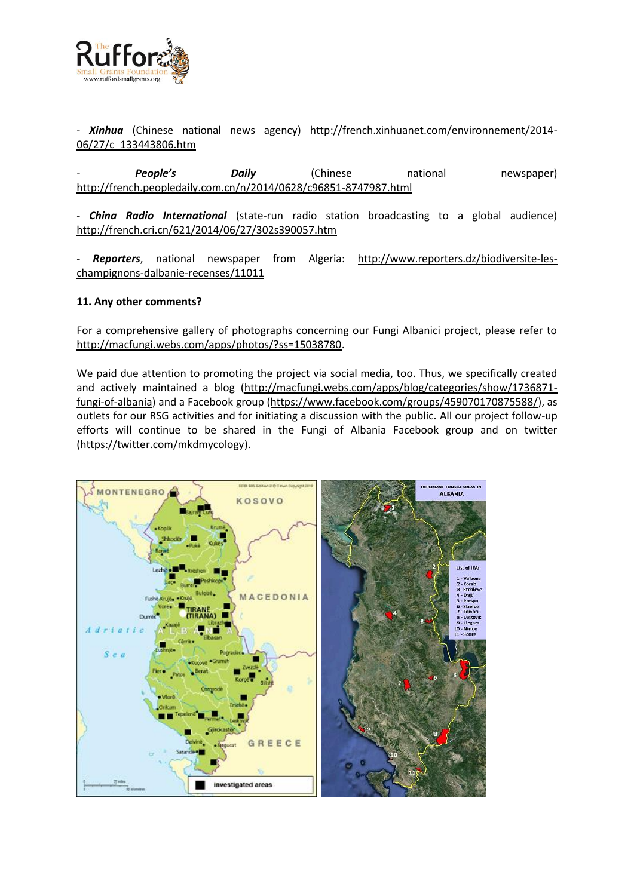- ***Xinhua*** (Chinese national news agency) http://french.xinhuanet.com/environnement/2014-06/27/c_133443806.htm

- ***People's Daily*** (Chinese national newspaper) http://french.peopledaily.com.cn/n/2014/0628/c96851-8747987.html

- ***China Radio International*** (state-run radio station broadcasting to a global audience) http://french.cri.cn/621/2014/06/27/302s390057.htm

- ***Reporters***, national newspaper from Algeria: http://www.reporters.dz/biodiversite-les-champignons-dalbanie-recenses/11011

**11. Any other comments?**

For a comprehensive gallery of photographs concerning our Fungi Albanici project, please refer to http://macfungi.webs.com/apps/photos/?ss=15038780.

We paid due attention to promoting the project via social media, too. Thus, we specifically created and actively maintained a blog (http://macfungi.webs.com/apps/blog/categories/show/1736871-fungi-of-albania) and a Facebook group (https://www.facebook.com/groups/459070170875588/), as outlets for our RSG activities and for initiating a discussion with the public. All our project follow-up efforts will continue to be shared in the Fungi of Albania Facebook group and on twitter (https://twitter.com/mkdmycology).

investigated areas

IMPORTANT FUNGAL AREAS IN ALBANIA

List of IFAs
1 - Valbona
2 - Korab
3 - Stebleve
4 - Dajti
5 - Prespa
6 - Strelca
7 - Tomori
8 - Leskovik
9 - Llogara
10 - Nivice
11 - Sotire